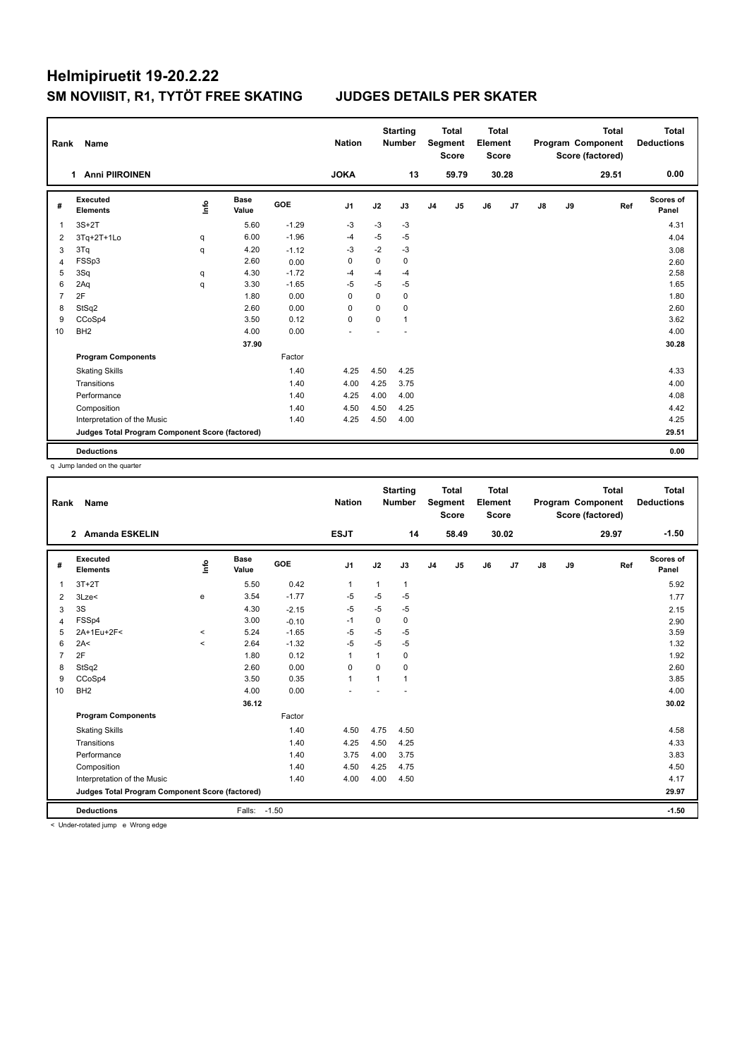# Helmipiruetit 19-20.2.22

## SM NOVIISIT, R1, TYTÖT FREE SKATING — JUDGES DETAILS PER SKATER

| Rank | Name | Nation | Starting Number | Total Segment Score | Total Element Score | Total Program Component Score (factored) | Total Deductions |
|---|---|---|---|---|---|---|---|
| 1 | Anni PIIROINEN | JOKA | 13 | 59.79 | 30.28 | 29.51 | 0.00 |

| # | Executed Elements | Info | Base Value | GOE | J1 | J2 | J3 | J4 | J5 | J6 | J7 | J8 | J9 | Ref | Scores of Panel |
|---|---|---|---|---|---|---|---|---|---|---|---|---|---|---|---|
| 1 | 3S+2T | | 5.60 | -1.29 | -3 | -3 | -3 | | | | | | | | 4.31 |
| 2 | 3Tq+2T+1Lo | q | 6.00 | -1.96 | -4 | -5 | -5 | | | | | | | | 4.04 |
| 3 | 3Tq | q | 4.20 | -1.12 | -3 | -2 | -3 | | | | | | | | 3.08 |
| 4 | FSSp3 | | 2.60 | 0.00 | 0 | 0 | 0 | | | | | | | | 2.60 |
| 5 | 3Sq | q | 4.30 | -1.72 | -4 | -4 | -4 | | | | | | | | 2.58 |
| 6 | 2Aq | q | 3.30 | -1.65 | -5 | -5 | -5 | | | | | | | | 1.65 |
| 7 | 2F | | 1.80 | 0.00 | 0 | 0 | 0 | | | | | | | | 1.80 |
| 8 | StSq2 | | 2.60 | 0.00 | 0 | 0 | 0 | | | | | | | | 2.60 |
| 9 | CCoSp4 | | 3.50 | 0.12 | 0 | 0 | 1 | | | | | | | | 3.62 |
| 10 | BH2 | | 4.00 | 0.00 | - | - | - | | | | | | | | 4.00 |
| | | | 37.90 | | | | | | | | | | | | 30.28 |
| | **Program Components** | | | Factor | | | | | | | | | | | |
| | Skating Skills | | | 1.40 | 4.25 | 4.50 | 4.25 | | | | | | | | 4.33 |
| | Transitions | | | 1.40 | 4.00 | 4.25 | 3.75 | | | | | | | | 4.00 |
| | Performance | | | 1.40 | 4.25 | 4.00 | 4.00 | | | | | | | | 4.08 |
| | Composition | | | 1.40 | 4.50 | 4.50 | 4.25 | | | | | | | | 4.42 |
| | Interpretation of the Music | | | 1.40 | 4.25 | 4.50 | 4.00 | | | | | | | | 4.25 |
| | **Judges Total Program Component Score (factored)** | | | | | | | | | | | | | | 29.51 |
| | **Deductions** | | | | | | | | | | | | | | 0.00 |

q Jump landed on the quarter

| Rank | Name | Nation | Starting Number | Total Segment Score | Total Element Score | Total Program Component Score (factored) | Total Deductions |
|---|---|---|---|---|---|---|---|
| 2 | Amanda ESKELIN | ESJT | 14 | 58.49 | 30.02 | 29.97 | -1.50 |

| # | Executed Elements | Info | Base Value | GOE | J1 | J2 | J3 | J4 | J5 | J6 | J7 | J8 | J9 | Ref | Scores of Panel |
|---|---|---|---|---|---|---|---|---|---|---|---|---|---|---|---|
| 1 | 3T+2T | | 5.50 | 0.42 | 1 | 1 | 1 | | | | | | | | 5.92 |
| 2 | 3Lze< | e | 3.54 | -1.77 | -5 | -5 | -5 | | | | | | | | 1.77 |
| 3 | 3S | | 4.30 | -2.15 | -5 | -5 | -5 | | | | | | | | 2.15 |
| 4 | FSSp4 | | 3.00 | -0.10 | -1 | 0 | 0 | | | | | | | | 2.90 |
| 5 | 2A+1Eu+2F< | < | 5.24 | -1.65 | -5 | -5 | -5 | | | | | | | | 3.59 |
| 6 | 2A< | < | 2.64 | -1.32 | -5 | -5 | -5 | | | | | | | | 1.32 |
| 7 | 2F | | 1.80 | 0.12 | 1 | 1 | 0 | | | | | | | | 1.92 |
| 8 | StSq2 | | 2.60 | 0.00 | 0 | 0 | 0 | | | | | | | | 2.60 |
| 9 | CCoSp4 | | 3.50 | 0.35 | 1 | 1 | 1 | | | | | | | | 3.85 |
| 10 | BH2 | | 4.00 | 0.00 | - | - | - | | | | | | | | 4.00 |
| | | | 36.12 | | | | | | | | | | | | 30.02 |
| | **Program Components** | | | Factor | | | | | | | | | | | |
| | Skating Skills | | | 1.40 | 4.50 | 4.75 | 4.50 | | | | | | | | 4.58 |
| | Transitions | | | 1.40 | 4.25 | 4.50 | 4.25 | | | | | | | | 4.33 |
| | Performance | | | 1.40 | 3.75 | 4.00 | 3.75 | | | | | | | | 3.83 |
| | Composition | | | 1.40 | 4.50 | 4.25 | 4.75 | | | | | | | | 4.50 |
| | Interpretation of the Music | | | 1.40 | 4.00 | 4.00 | 4.50 | | | | | | | | 4.17 |
| | **Judges Total Program Component Score (factored)** | | | | | | | | | | | | | | 29.97 |
| | **Deductions** | | Falls: | -1.50 | | | | | | | | | | | -1.50 |

< Under-rotated jump e Wrong edge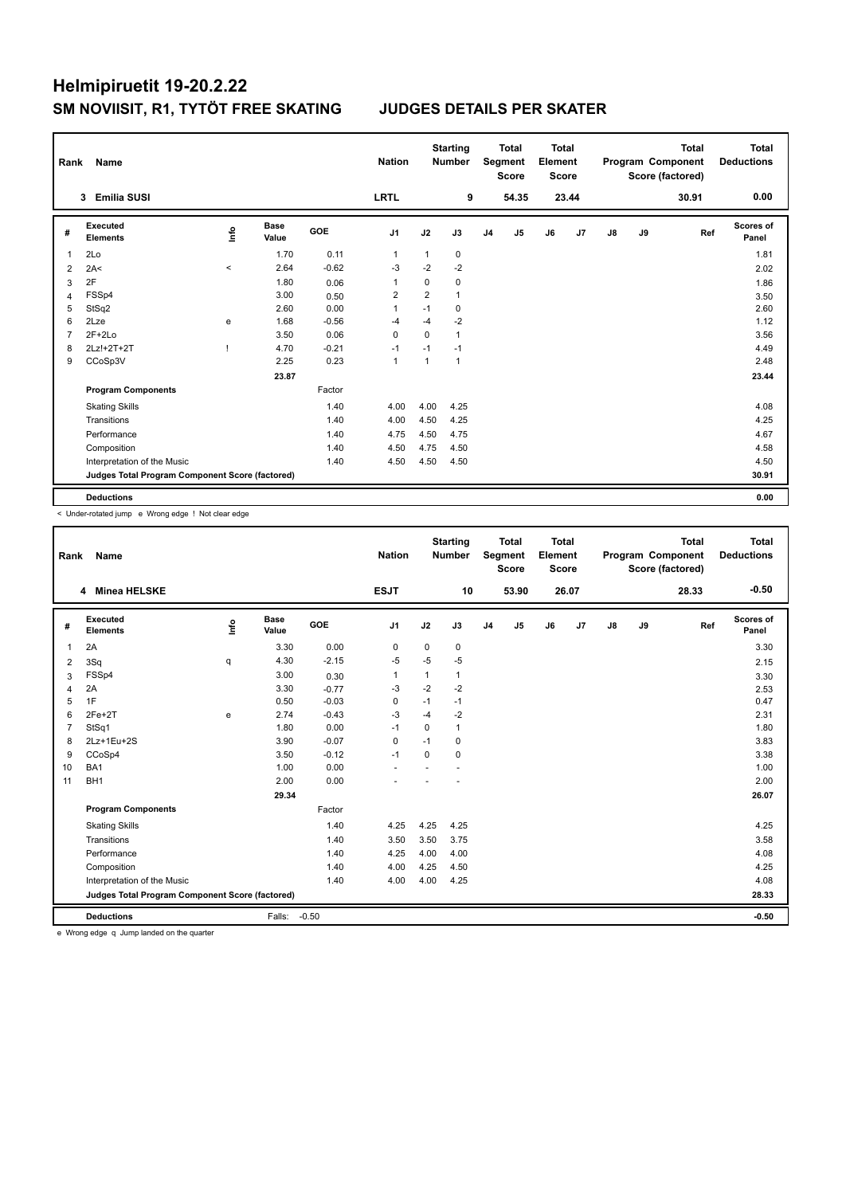# Helmipiruetit 19-20.2.22

## SM NOVIISIT, R1, TYTÖT FREE SKATING JUDGES DETAILS PER SKATER

| Rank | Name | Nation | Starting Number | Total Segment Score | Total Element Score | Total Program Component Score (factored) | Total Deductions |
|---|---|---|---|---|---|---|---|
| 3 | Emilia SUSI | LRTL | 9 | 54.35 | 23.44 | 30.91 | 0.00 |

| # | Executed Elements | Info | Base Value | GOE | J1 | J2 | J3 | J4 | J5 | J6 | J7 | J8 | J9 | Ref | Scores of Panel |
|---|---|---|---|---|---|---|---|---|---|---|---|---|---|---|---|
| 1 | 2Lo | | 1.70 | 0.11 | 1 | 1 | 0 | | | | | | | | 1.81 |
| 2 | 2A< | < | 2.64 | -0.62 | -3 | -2 | -2 | | | | | | | | 2.02 |
| 3 | 2F | | 1.80 | 0.06 | 1 | 0 | 0 | | | | | | | | 1.86 |
| 4 | FSSp4 | | 3.00 | 0.50 | 2 | 2 | 1 | | | | | | | | 3.50 |
| 5 | StSq2 | | 2.60 | 0.00 | 1 | -1 | 0 | | | | | | | | 2.60 |
| 6 | 2Lze | e | 1.68 | -0.56 | -4 | -4 | -2 | | | | | | | | 1.12 |
| 7 | 2F+2Lo | | 3.50 | 0.06 | 0 | 0 | 1 | | | | | | | | 3.56 |
| 8 | 2Lz!+2T+2T | ! | 4.70 | -0.21 | -1 | -1 | -1 | | | | | | | | 4.49 |
| 9 | CCoSp3V | | 2.25 | 0.23 | 1 | 1 | 1 | | | | | | | | 2.48 |
| | | | 23.87 | | | | | | | | | | | | 23.44 |
| | **Program Components** | | | Factor | | | | | | | | | | | |
| | Skating Skills | | | 1.40 | 4.00 | 4.00 | 4.25 | | | | | | | | 4.08 |
| | Transitions | | | 1.40 | 4.00 | 4.50 | 4.25 | | | | | | | | 4.25 |
| | Performance | | | 1.40 | 4.75 | 4.50 | 4.75 | | | | | | | | 4.67 |
| | Composition | | | 1.40 | 4.50 | 4.75 | 4.50 | | | | | | | | 4.58 |
| | Interpretation of the Music | | | 1.40 | 4.50 | 4.50 | 4.50 | | | | | | | | 4.50 |
| | **Judges Total Program Component Score (factored)** | | | | | | | | | | | | | | 30.91 |
| | **Deductions** | | | | | | | | | | | | | | 0.00 |

< Under-rotated jump e Wrong edge ! Not clear edge

| Rank | Name | Nation | Starting Number | Total Segment Score | Total Element Score | Total Program Component Score (factored) | Total Deductions |
|---|---|---|---|---|---|---|---|
| 4 | Minea HELSKE | ESJT | 10 | 53.90 | 26.07 | 28.33 | -0.50 |

| # | Executed Elements | Info | Base Value | GOE | J1 | J2 | J3 | J4 | J5 | J6 | J7 | J8 | J9 | Ref | Scores of Panel |
|---|---|---|---|---|---|---|---|---|---|---|---|---|---|---|---|
| 1 | 2A | | 3.30 | 0.00 | 0 | 0 | 0 | | | | | | | | 3.30 |
| 2 | 3Sq | q | 4.30 | -2.15 | -5 | -5 | -5 | | | | | | | | 2.15 |
| 3 | FSSp4 | | 3.00 | 0.30 | 1 | 1 | 1 | | | | | | | | 3.30 |
| 4 | 2A | | 3.30 | -0.77 | -3 | -2 | -2 | | | | | | | | 2.53 |
| 5 | 1F | | 0.50 | -0.03 | 0 | -1 | -1 | | | | | | | | 0.47 |
| 6 | 2Fe+2T | e | 2.74 | -0.43 | -3 | -4 | -2 | | | | | | | | 2.31 |
| 7 | StSq1 | | 1.80 | 0.00 | -1 | 0 | 1 | | | | | | | | 1.80 |
| 8 | 2Lz+1Eu+2S | | 3.90 | -0.07 | 0 | -1 | 0 | | | | | | | | 3.83 |
| 9 | CCoSp4 | | 3.50 | -0.12 | -1 | 0 | 0 | | | | | | | | 3.38 |
| 10 | BA1 | | 1.00 | 0.00 | - | - | - | | | | | | | | 1.00 |
| 11 | BH1 | | 2.00 | 0.00 | - | - | - | | | | | | | | 2.00 |
| | | | 29.34 | | | | | | | | | | | | 26.07 |
| | **Program Components** | | | Factor | | | | | | | | | | | |
| | Skating Skills | | | 1.40 | 4.25 | 4.25 | 4.25 | | | | | | | | 4.25 |
| | Transitions | | | 1.40 | 3.50 | 3.50 | 3.75 | | | | | | | | 3.58 |
| | Performance | | | 1.40 | 4.25 | 4.00 | 4.00 | | | | | | | | 4.08 |
| | Composition | | | 1.40 | 4.00 | 4.25 | 4.50 | | | | | | | | 4.25 |
| | Interpretation of the Music | | | 1.40 | 4.00 | 4.00 | 4.25 | | | | | | | | 4.08 |
| | **Judges Total Program Component Score (factored)** | | | | | | | | | | | | | | 28.33 |
| | **Deductions** | | Falls: | -0.50 | | | | | | | | | | | -0.50 |

e Wrong edge q Jump landed on the quarter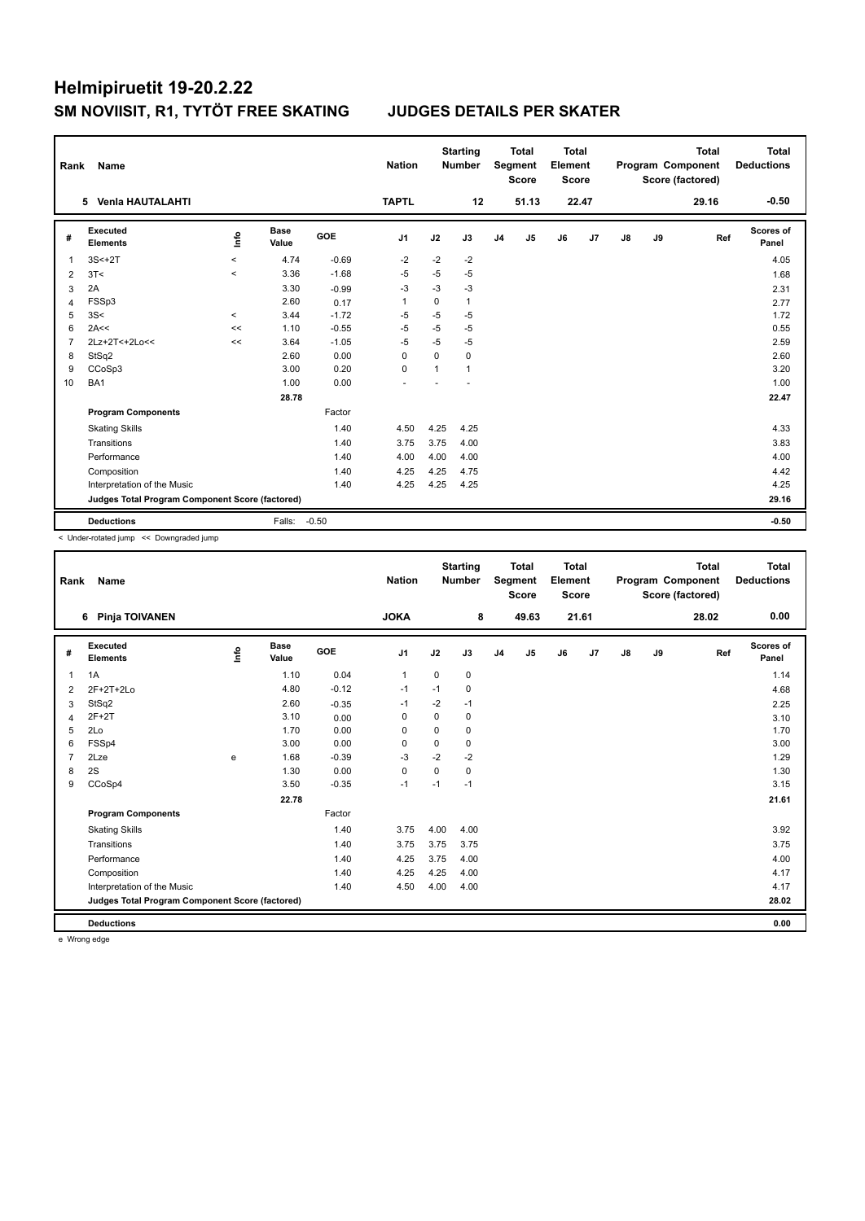# Helmipiruetit 19-20.2.22

## SM NOVIISIT, R1, TYTÖT FREE SKATING JUDGES DETAILS PER SKATER

| Rank | Name | Nation | Starting Number | Total Segment Score | Total Element Score | Total Program Component Score (factored) | Total Deductions |
|---|---|---|---|---|---|---|---|
| 5 | Venla HAUTALAHTI | TAPTL | 12 | 51.13 | 22.47 | 29.16 | -0.50 |

| # | Executed Elements | Info | Base Value | GOE | J1 | J2 | J3 | J4 | J5 | J6 | J7 | J8 | J9 | Ref | Scores of Panel |
|---|---|---|---|---|---|---|---|---|---|---|---|---|---|---|---|
| 1 | 3S<+2T | < | 4.74 | -0.69 | -2 | -2 | -2 | | | | | | | | 4.05 |
| 2 | 3T< | < | 3.36 | -1.68 | -5 | -5 | -5 | | | | | | | | 1.68 |
| 3 | 2A | | 3.30 | -0.99 | -3 | -3 | -3 | | | | | | | | 2.31 |
| 4 | FSSp3 | | 2.60 | 0.17 | 1 | 0 | 1 | | | | | | | | 2.77 |
| 5 | 3S< | < | 3.44 | -1.72 | -5 | -5 | -5 | | | | | | | | 1.72 |
| 6 | 2A<< | << | 1.10 | -0.55 | -5 | -5 | -5 | | | | | | | | 0.55 |
| 7 | 2Lz+2T<+2Lo<< | << | 3.64 | -1.05 | -5 | -5 | -5 | | | | | | | | 2.59 |
| 8 | StSq2 | | 2.60 | 0.00 | 0 | 0 | 0 | | | | | | | | 2.60 |
| 9 | CCoSp3 | | 3.00 | 0.20 | 0 | 1 | 1 | | | | | | | | 3.20 |
| 10 | BA1 | | 1.00 | 0.00 | - | - | - | | | | | | | | 1.00 |
| | | | 28.78 | | | | | | | | | | | | 22.47 |
| | **Program Components** | | | Factor | | | | | | | | | | | |
| | Skating Skills | | | 1.40 | 4.50 | 4.25 | 4.25 | | | | | | | | 4.33 |
| | Transitions | | | 1.40 | 3.75 | 3.75 | 4.00 | | | | | | | | 3.83 |
| | Performance | | | 1.40 | 4.00 | 4.00 | 4.00 | | | | | | | | 4.00 |
| | Composition | | | 1.40 | 4.25 | 4.25 | 4.75 | | | | | | | | 4.42 |
| | Interpretation of the Music | | | 1.40 | 4.25 | 4.25 | 4.25 | | | | | | | | 4.25 |
| | **Judges Total Program Component Score (factored)** | | | | | | | | | | | | | | 29.16 |
| | **Deductions** | | Falls: | -0.50 | | | | | | | | | | | -0.50 |

< Under-rotated jump << Downgraded jump

| Rank | Name | Nation | Starting Number | Total Segment Score | Total Element Score | Total Program Component Score (factored) | Total Deductions |
|---|---|---|---|---|---|---|---|
| 6 | Pinja TOIVANEN | JOKA | 8 | 49.63 | 21.61 | 28.02 | 0.00 |

| # | Executed Elements | Info | Base Value | GOE | J1 | J2 | J3 | J4 | J5 | J6 | J7 | J8 | J9 | Ref | Scores of Panel |
|---|---|---|---|---|---|---|---|---|---|---|---|---|---|---|---|
| 1 | 1A | | 1.10 | 0.04 | 1 | 0 | 0 | | | | | | | | 1.14 |
| 2 | 2F+2T+2Lo | | 4.80 | -0.12 | -1 | -1 | 0 | | | | | | | | 4.68 |
| 3 | StSq2 | | 2.60 | -0.35 | -1 | -2 | -1 | | | | | | | | 2.25 |
| 4 | 2F+2T | | 3.10 | 0.00 | 0 | 0 | 0 | | | | | | | | 3.10 |
| 5 | 2Lo | | 1.70 | 0.00 | 0 | 0 | 0 | | | | | | | | 1.70 |
| 6 | FSSp4 | | 3.00 | 0.00 | 0 | 0 | 0 | | | | | | | | 3.00 |
| 7 | 2Lze | e | 1.68 | -0.39 | -3 | -2 | -2 | | | | | | | | 1.29 |
| 8 | 2S | | 1.30 | 0.00 | 0 | 0 | 0 | | | | | | | | 1.30 |
| 9 | CCoSp4 | | 3.50 | -0.35 | -1 | -1 | -1 | | | | | | | | 3.15 |
| | | | 22.78 | | | | | | | | | | | | 21.61 |
| | **Program Components** | | | Factor | | | | | | | | | | | |
| | Skating Skills | | | 1.40 | 3.75 | 4.00 | 4.00 | | | | | | | | 3.92 |
| | Transitions | | | 1.40 | 3.75 | 3.75 | 3.75 | | | | | | | | 3.75 |
| | Performance | | | 1.40 | 4.25 | 3.75 | 4.00 | | | | | | | | 4.00 |
| | Composition | | | 1.40 | 4.25 | 4.25 | 4.00 | | | | | | | | 4.17 |
| | Interpretation of the Music | | | 1.40 | 4.50 | 4.00 | 4.00 | | | | | | | | 4.17 |
| | **Judges Total Program Component Score (factored)** | | | | | | | | | | | | | | 28.02 |
| | **Deductions** | | | | | | | | | | | | | | 0.00 |

e Wrong edge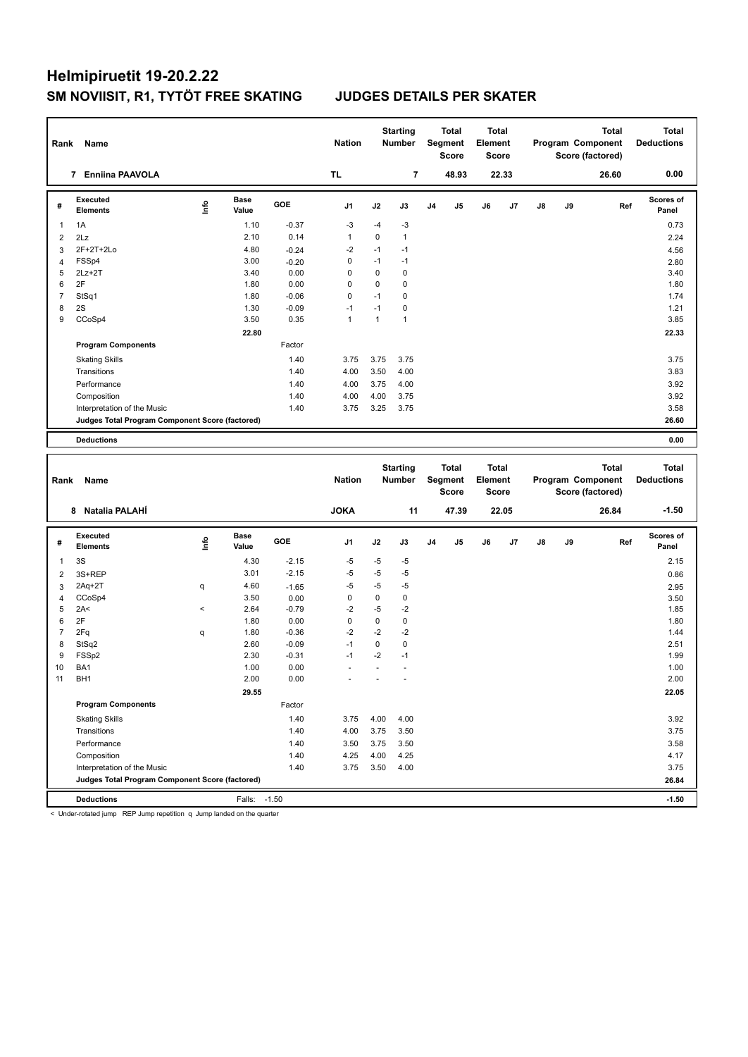# Helmipiruetit 19-20.2.22

## SM NOVIISIT, R1, TYTÖT FREE SKATING JUDGES DETAILS PER SKATER

| Rank | Name | Nation | Starting Number | Total Segment Score | Total Element Score | Total Program Component Score (factored) | Total Deductions |
|---|---|---|---|---|---|---|---|
| 7 | Enniina PAAVOLA | TL | 7 | 48.93 | 22.33 | 26.60 | 0.00 |

| # | Executed Elements | Info | Base Value | GOE | J1 | J2 | J3 | J4 | J5 | J6 | J7 | J8 | J9 | Ref | Scores of Panel |
|---|---|---|---|---|---|---|---|---|---|---|---|---|---|---|---|
| 1 | 1A | | 1.10 | -0.37 | -3 | -4 | -3 | | | | | | | | 0.73 |
| 2 | 2Lz | | 2.10 | 0.14 | 1 | 0 | 1 | | | | | | | | 2.24 |
| 3 | 2F+2T+2Lo | | 4.80 | -0.24 | -2 | -1 | -1 | | | | | | | | 4.56 |
| 4 | FSSp4 | | 3.00 | -0.20 | 0 | -1 | -1 | | | | | | | | 2.80 |
| 5 | 2Lz+2T | | 3.40 | 0.00 | 0 | 0 | 0 | | | | | | | | 3.40 |
| 6 | 2F | | 1.80 | 0.00 | 0 | 0 | 0 | | | | | | | | 1.80 |
| 7 | StSq1 | | 1.80 | -0.06 | 0 | -1 | 0 | | | | | | | | 1.74 |
| 8 | 2S | | 1.30 | -0.09 | -1 | -1 | 0 | | | | | | | | 1.21 |
| 9 | CCoSp4 | | 3.50 | 0.35 | 1 | 1 | 1 | | | | | | | | 3.85 |
| | | | 22.80 | | | | | | | | | | | | 22.33 |
| | **Program Components** | | | Factor | | | | | | | | | | | |
| | Skating Skills | | | 1.40 | 3.75 | 3.75 | 3.75 | | | | | | | | 3.75 |
| | Transitions | | | 1.40 | 4.00 | 3.50 | 4.00 | | | | | | | | 3.83 |
| | Performance | | | 1.40 | 4.00 | 3.75 | 4.00 | | | | | | | | 3.92 |
| | Composition | | | 1.40 | 4.00 | 4.00 | 3.75 | | | | | | | | 3.92 |
| | Interpretation of the Music | | | 1.40 | 3.75 | 3.25 | 3.75 | | | | | | | | 3.58 |
| | **Judges Total Program Component Score (factored)** | | | | | | | | | | | | | | 26.60 |
| | **Deductions** | | | | | | | | | | | | | | 0.00 |

| Rank | Name | Nation | Starting Number | Total Segment Score | Total Element Score | Total Program Component Score (factored) | Total Deductions |
|---|---|---|---|---|---|---|---|
| 8 | Natalia PALAHİ | JOKA | 11 | 47.39 | 22.05 | 26.84 | -1.50 |

| # | Executed Elements | Info | Base Value | GOE | J1 | J2 | J3 | J4 | J5 | J6 | J7 | J8 | J9 | Ref | Scores of Panel |
|---|---|---|---|---|---|---|---|---|---|---|---|---|---|---|---|
| 1 | 3S | | 4.30 | -2.15 | -5 | -5 | -5 | | | | | | | | 2.15 |
| 2 | 3S+REP | | 3.01 | -2.15 | -5 | -5 | -5 | | | | | | | | 0.86 |
| 3 | 2Aq+2T | q | 4.60 | -1.65 | -5 | -5 | -5 | | | | | | | | 2.95 |
| 4 | CCoSp4 | | 3.50 | 0.00 | 0 | 0 | 0 | | | | | | | | 3.50 |
| 5 | 2A< | < | 2.64 | -0.79 | -2 | -5 | -2 | | | | | | | | 1.85 |
| 6 | 2F | | 1.80 | 0.00 | 0 | 0 | 0 | | | | | | | | 1.80 |
| 7 | 2Fq | q | 1.80 | -0.36 | -2 | -2 | -2 | | | | | | | | 1.44 |
| 8 | StSq2 | | 2.60 | -0.09 | -1 | 0 | 0 | | | | | | | | 2.51 |
| 9 | FSSp2 | | 2.30 | -0.31 | -1 | -2 | -1 | | | | | | | | 1.99 |
| 10 | BA1 | | 1.00 | 0.00 | - | - | - | | | | | | | | 1.00 |
| 11 | BH1 | | 2.00 | 0.00 | - | - | - | | | | | | | | 2.00 |
| | | | 29.55 | | | | | | | | | | | | 22.05 |
| | **Program Components** | | | Factor | | | | | | | | | | | |
| | Skating Skills | | | 1.40 | 3.75 | 4.00 | 4.00 | | | | | | | | 3.92 |
| | Transitions | | | 1.40 | 4.00 | 3.75 | 3.50 | | | | | | | | 3.75 |
| | Performance | | | 1.40 | 3.50 | 3.75 | 3.50 | | | | | | | | 3.58 |
| | Composition | | | 1.40 | 4.25 | 4.00 | 4.25 | | | | | | | | 4.17 |
| | Interpretation of the Music | | | 1.40 | 3.75 | 3.50 | 4.00 | | | | | | | | 3.75 |
| | **Judges Total Program Component Score (factored)** | | | | | | | | | | | | | | 26.84 |
| | **Deductions** | | Falls: | -1.50 | | | | | | | | | | | -1.50 |

< Under-rotated jump REP Jump repetition q Jump landed on the quarter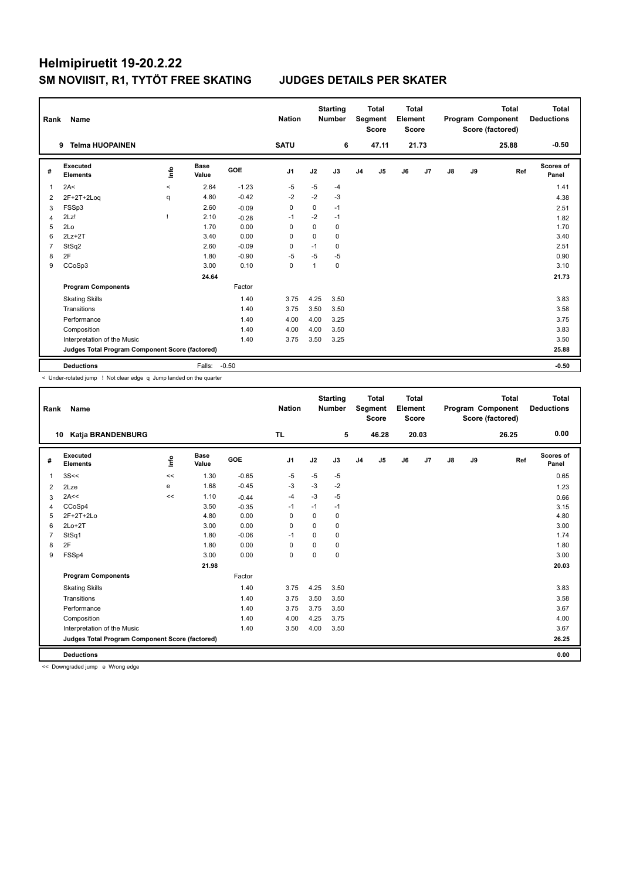# Helmipiruetit 19-20.2.22

## SM NOVIISIT, R1, TYTÖT FREE SKATING JUDGES DETAILS PER SKATER

| Rank | Name | Nation | Starting Number | Total Segment Score | Total Element Score | Total Program Component Score (factored) | Total Deductions |
|---|---|---|---|---|---|---|---|
| 9 | Telma HUOPAINEN | SATU | 6 | 47.11 | 21.73 | 25.88 | -0.50 |

| # | Executed Elements | Info | Base Value | GOE | J1 | J2 | J3 | J4 | J5 | J6 | J7 | J8 | J9 | Ref | Scores of Panel |
|---|---|---|---|---|---|---|---|---|---|---|---|---|---|---|---|
| 1 | 2A< | < | 2.64 | -1.23 | -5 | -5 | -4 | | | | | | | | 1.41 |
| 2 | 2F+2T+2Loq | q | 4.80 | -0.42 | -2 | -2 | -3 | | | | | | | | 4.38 |
| 3 | FSSp3 | | 2.60 | -0.09 | 0 | 0 | -1 | | | | | | | | 2.51 |
| 4 | 2Lz! | ! | 2.10 | -0.28 | -1 | -2 | -1 | | | | | | | | 1.82 |
| 5 | 2Lo | | 1.70 | 0.00 | 0 | 0 | 0 | | | | | | | | 1.70 |
| 6 | 2Lz+2T | | 3.40 | 0.00 | 0 | 0 | 0 | | | | | | | | 3.40 |
| 7 | StSq2 | | 2.60 | -0.09 | 0 | -1 | 0 | | | | | | | | 2.51 |
| 8 | 2F | | 1.80 | -0.90 | -5 | -5 | -5 | | | | | | | | 0.90 |
| 9 | CCoSp3 | | 3.00 | 0.10 | 0 | 1 | 0 | | | | | | | | 3.10 |
| | | | 24.64 | | | | | | | | | | | | 21.73 |
| | **Program Components** | | | Factor | | | | | | | | | | | |
| | Skating Skills | | | 1.40 | 3.75 | 4.25 | 3.50 | | | | | | | | 3.83 |
| | Transitions | | | 1.40 | 3.75 | 3.50 | 3.50 | | | | | | | | 3.58 |
| | Performance | | | 1.40 | 4.00 | 4.00 | 3.25 | | | | | | | | 3.75 |
| | Composition | | | 1.40 | 4.00 | 4.00 | 3.50 | | | | | | | | 3.83 |
| | Interpretation of the Music | | | 1.40 | 3.75 | 3.50 | 3.25 | | | | | | | | 3.50 |
| | **Judges Total Program Component Score (factored)** | | | | | | | | | | | | | | 25.88 |
| | **Deductions** | | Falls: | -0.50 | | | | | | | | | | | -0.50 |

< Under-rotated jump ! Not clear edge q Jump landed on the quarter

| Rank | Name | Nation | Starting Number | Total Segment Score | Total Element Score | Total Program Component Score (factored) | Total Deductions |
|---|---|---|---|---|---|---|---|
| 10 | Katja BRANDENBURG | TL | 5 | 46.28 | 20.03 | 26.25 | 0.00 |

| # | Executed Elements | Info | Base Value | GOE | J1 | J2 | J3 | J4 | J5 | J6 | J7 | J8 | J9 | Ref | Scores of Panel |
|---|---|---|---|---|---|---|---|---|---|---|---|---|---|---|---|
| 1 | 3S<< | << | 1.30 | -0.65 | -5 | -5 | -5 | | | | | | | | 0.65 |
| 2 | 2Lze | e | 1.68 | -0.45 | -3 | -3 | -2 | | | | | | | | 1.23 |
| 3 | 2A<< | << | 1.10 | -0.44 | -4 | -3 | -5 | | | | | | | | 0.66 |
| 4 | CCoSp4 | | 3.50 | -0.35 | -1 | -1 | -1 | | | | | | | | 3.15 |
| 5 | 2F+2T+2Lo | | 4.80 | 0.00 | 0 | 0 | 0 | | | | | | | | 4.80 |
| 6 | 2Lo+2T | | 3.00 | 0.00 | 0 | 0 | 0 | | | | | | | | 3.00 |
| 7 | StSq1 | | 1.80 | -0.06 | -1 | 0 | 0 | | | | | | | | 1.74 |
| 8 | 2F | | 1.80 | 0.00 | 0 | 0 | 0 | | | | | | | | 1.80 |
| 9 | FSSp4 | | 3.00 | 0.00 | 0 | 0 | 0 | | | | | | | | 3.00 |
| | | | 21.98 | | | | | | | | | | | | 20.03 |
| | **Program Components** | | | Factor | | | | | | | | | | | |
| | Skating Skills | | | 1.40 | 3.75 | 4.25 | 3.50 | | | | | | | | 3.83 |
| | Transitions | | | 1.40 | 3.75 | 3.50 | 3.50 | | | | | | | | 3.58 |
| | Performance | | | 1.40 | 3.75 | 3.75 | 3.50 | | | | | | | | 3.67 |
| | Composition | | | 1.40 | 4.00 | 4.25 | 3.75 | | | | | | | | 4.00 |
| | Interpretation of the Music | | | 1.40 | 3.50 | 4.00 | 3.50 | | | | | | | | 3.67 |
| | **Judges Total Program Component Score (factored)** | | | | | | | | | | | | | | 26.25 |
| | **Deductions** | | | | | | | | | | | | | | 0.00 |

<< Downgraded jump e Wrong edge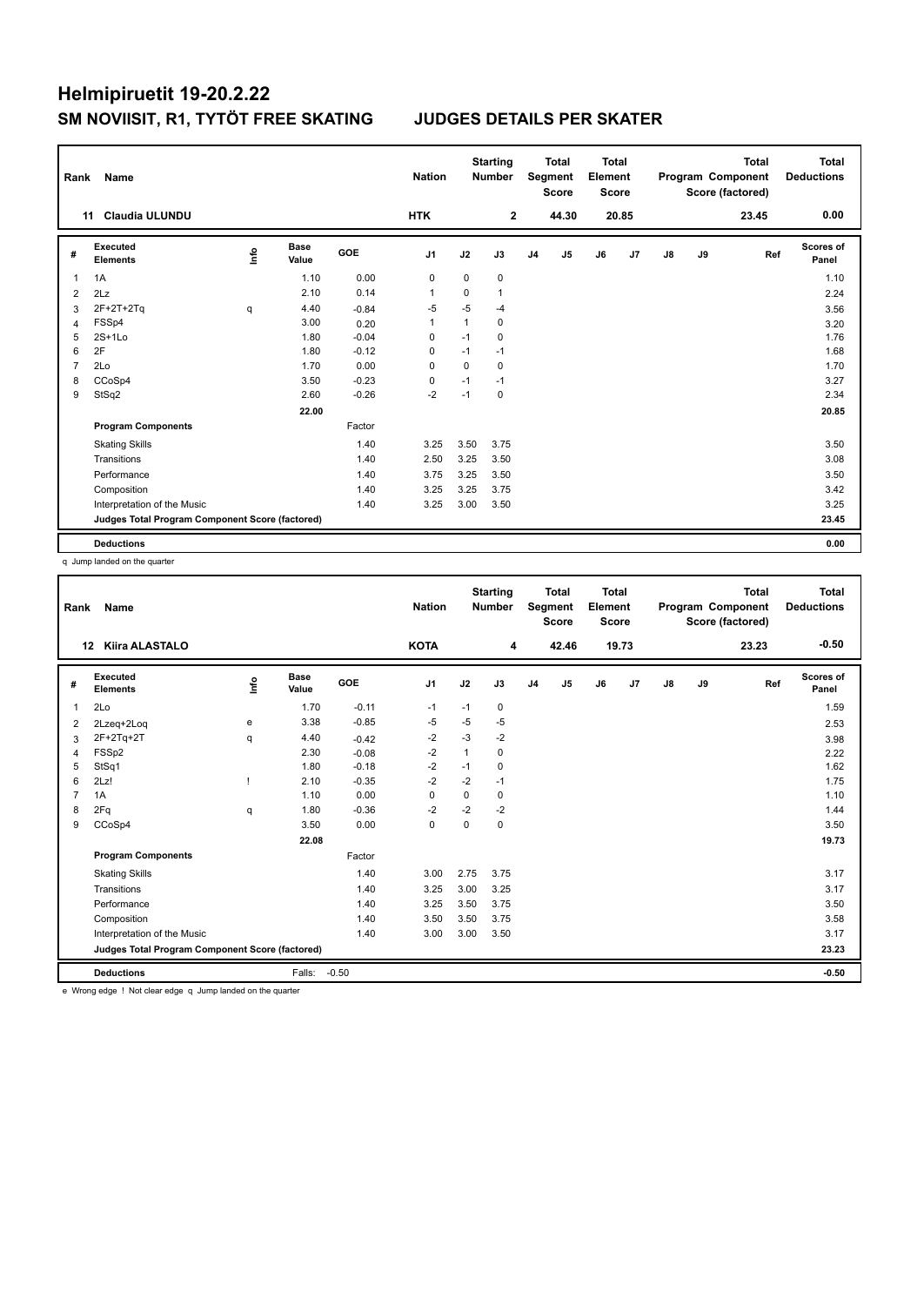# Helmipiruetit 19-20.2.22

## SM NOVIISIT, R1, TYTÖT FREE SKATING JUDGES DETAILS PER SKATER

| Rank | Name | Nation | Starting Number | Total Segment Score | Total Element Score | Total Program Component Score (factored) | Total Deductions |
|---|---|---|---|---|---|---|---|
| 11 | Claudia ULUNDU | HTK | 2 | 44.30 | 20.85 | 23.45 | 0.00 |

| # | Executed Elements | Info | Base Value | GOE | J1 | J2 | J3 | J4 | J5 | J6 | J7 | J8 | J9 | Ref | Scores of Panel |
|---|---|---|---|---|---|---|---|---|---|---|---|---|---|---|---|
| 1 | 1A | | 1.10 | 0.00 | 0 | 0 | 0 | | | | | | | | 1.10 |
| 2 | 2Lz | | 2.10 | 0.14 | 1 | 0 | 1 | | | | | | | | 2.24 |
| 3 | 2F+2T+2Tq | q | 4.40 | -0.84 | -5 | -5 | -4 | | | | | | | | 3.56 |
| 4 | FSSp4 | | 3.00 | 0.20 | 1 | 1 | 0 | | | | | | | | 3.20 |
| 5 | 2S+1Lo | | 1.80 | -0.04 | 0 | -1 | 0 | | | | | | | | 1.76 |
| 6 | 2F | | 1.80 | -0.12 | 0 | -1 | -1 | | | | | | | | 1.68 |
| 7 | 2Lo | | 1.70 | 0.00 | 0 | 0 | 0 | | | | | | | | 1.70 |
| 8 | CCoSp4 | | 3.50 | -0.23 | 0 | -1 | -1 | | | | | | | | 3.27 |
| 9 | StSq2 | | 2.60 | -0.26 | -2 | -1 | 0 | | | | | | | | 2.34 |
| | | | 22.00 | | | | | | | | | | | | 20.85 |
| | **Program Components** | | | Factor | | | | | | | | | | | |
| | Skating Skills | | | 1.40 | 3.25 | 3.50 | 3.75 | | | | | | | | 3.50 |
| | Transitions | | | 1.40 | 2.50 | 3.25 | 3.50 | | | | | | | | 3.08 |
| | Performance | | | 1.40 | 3.75 | 3.25 | 3.50 | | | | | | | | 3.50 |
| | Composition | | | 1.40 | 3.25 | 3.25 | 3.75 | | | | | | | | 3.42 |
| | Interpretation of the Music | | | 1.40 | 3.25 | 3.00 | 3.50 | | | | | | | | 3.25 |
| | **Judges Total Program Component Score (factored)** | | | | | | | | | | | | | | 23.45 |
| | **Deductions** | | | | | | | | | | | | | | 0.00 |

q Jump landed on the quarter

| Rank | Name | Nation | Starting Number | Total Segment Score | Total Element Score | Total Program Component Score (factored) | Total Deductions |
|---|---|---|---|---|---|---|---|
| 12 | Kiira ALASTALO | KOTA | 4 | 42.46 | 19.73 | 23.23 | -0.50 |

| # | Executed Elements | Info | Base Value | GOE | J1 | J2 | J3 | J4 | J5 | J6 | J7 | J8 | J9 | Ref | Scores of Panel |
|---|---|---|---|---|---|---|---|---|---|---|---|---|---|---|---|
| 1 | 2Lo | | 1.70 | -0.11 | -1 | -1 | 0 | | | | | | | | 1.59 |
| 2 | 2Lzeq+2Loq | e | 3.38 | -0.85 | -5 | -5 | -5 | | | | | | | | 2.53 |
| 3 | 2F+2Tq+2T | q | 4.40 | -0.42 | -2 | -3 | -2 | | | | | | | | 3.98 |
| 4 | FSSp2 | | 2.30 | -0.08 | -2 | 1 | 0 | | | | | | | | 2.22 |
| 5 | StSq1 | | 1.80 | -0.18 | -2 | -1 | 0 | | | | | | | | 1.62 |
| 6 | 2Lz! | ! | 2.10 | -0.35 | -2 | -2 | -1 | | | | | | | | 1.75 |
| 7 | 1A | | 1.10 | 0.00 | 0 | 0 | 0 | | | | | | | | 1.10 |
| 8 | 2Fq | q | 1.80 | -0.36 | -2 | -2 | -2 | | | | | | | | 1.44 |
| 9 | CCoSp4 | | 3.50 | 0.00 | 0 | 0 | 0 | | | | | | | | 3.50 |
| | | | 22.08 | | | | | | | | | | | | 19.73 |
| | **Program Components** | | | Factor | | | | | | | | | | | |
| | Skating Skills | | | 1.40 | 3.00 | 2.75 | 3.75 | | | | | | | | 3.17 |
| | Transitions | | | 1.40 | 3.25 | 3.00 | 3.25 | | | | | | | | 3.17 |
| | Performance | | | 1.40 | 3.25 | 3.50 | 3.75 | | | | | | | | 3.50 |
| | Composition | | | 1.40 | 3.50 | 3.50 | 3.75 | | | | | | | | 3.58 |
| | Interpretation of the Music | | | 1.40 | 3.00 | 3.00 | 3.50 | | | | | | | | 3.17 |
| | **Judges Total Program Component Score (factored)** | | | | | | | | | | | | | | 23.23 |
| | **Deductions** | | Falls: | -0.50 | | | | | | | | | | | -0.50 |

e Wrong edge ! Not clear edge q Jump landed on the quarter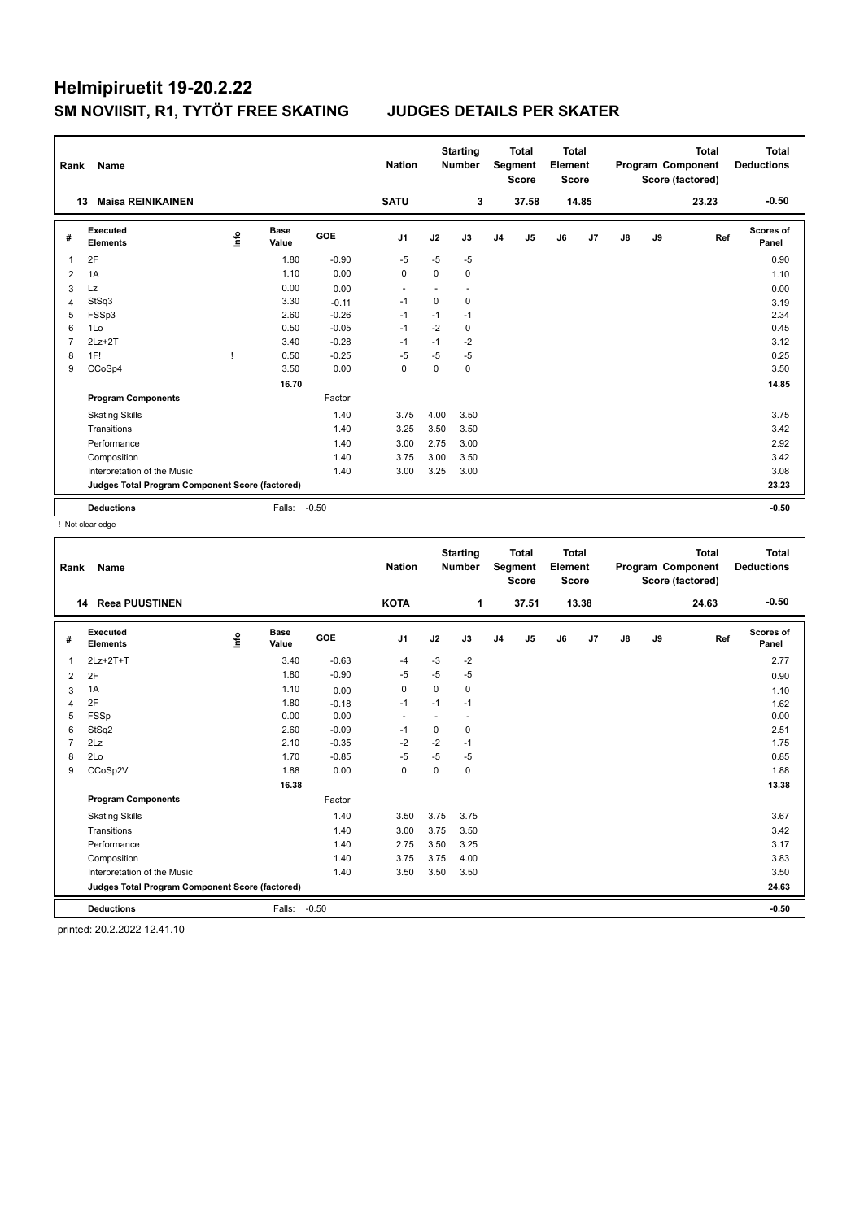# Helmipiruetit 19-20.2.22

## SM NOVIISIT, R1, TYTÖT FREE SKATING JUDGES DETAILS PER SKATER

| Rank | Name | Nation | Starting Number | Total Segment Score | Total Element Score | Total Program Component Score (factored) | Total Deductions |
|---|---|---|---|---|---|---|---|
| 13 | Maisa REINIKAINEN | SATU | 3 | 37.58 | 14.85 | 23.23 | -0.50 |

| # | Executed Elements | Info | Base Value | GOE | J1 | J2 | J3 | J4 | J5 | J6 | J7 | J8 | J9 | Ref | Scores of Panel |
|---|---|---|---|---|---|---|---|---|---|---|---|---|---|---|---|
| 1 | 2F | | 1.80 | -0.90 | -5 | -5 | -5 | | | | | | | | 0.90 |
| 2 | 1A | | 1.10 | 0.00 | 0 | 0 | 0 | | | | | | | | 1.10 |
| 3 | Lz | | 0.00 | 0.00 | - | - | - | | | | | | | | 0.00 |
| 4 | StSq3 | | 3.30 | -0.11 | -1 | 0 | 0 | | | | | | | | 3.19 |
| 5 | FSSp3 | | 2.60 | -0.26 | -1 | -1 | -1 | | | | | | | | 2.34 |
| 6 | 1Lo | | 0.50 | -0.05 | -1 | -2 | 0 | | | | | | | | 0.45 |
| 7 | 2Lz+2T | | 3.40 | -0.28 | -1 | -1 | -2 | | | | | | | | 3.12 |
| 8 | 1F! | ! | 0.50 | -0.25 | -5 | -5 | -5 | | | | | | | | 0.25 |
| 9 | CCoSp4 | | 3.50 | 0.00 | 0 | 0 | 0 | | | | | | | | 3.50 |
| | | | 16.70 | | | | | | | | | | | | 14.85 |
| | **Program Components** | | | Factor | | | | | | | | | | | |
| | Skating Skills | | | 1.40 | 3.75 | 4.00 | 3.50 | | | | | | | | 3.75 |
| | Transitions | | | 1.40 | 3.25 | 3.50 | 3.50 | | | | | | | | 3.42 |
| | Performance | | | 1.40 | 3.00 | 2.75 | 3.00 | | | | | | | | 2.92 |
| | Composition | | | 1.40 | 3.75 | 3.00 | 3.50 | | | | | | | | 3.42 |
| | Interpretation of the Music | | | 1.40 | 3.00 | 3.25 | 3.00 | | | | | | | | 3.08 |
| | **Judges Total Program Component Score (factored)** | | | | | | | | | | | | | | 23.23 |
| | **Deductions** | | Falls: | -0.50 | | | | | | | | | | | -0.50 |

! Not clear edge

| Rank | Name | Nation | Starting Number | Total Segment Score | Total Element Score | Total Program Component Score (factored) | Total Deductions |
|---|---|---|---|---|---|---|---|
| 14 | Reea PUUSTINEN | KOTA | 1 | 37.51 | 13.38 | 24.63 | -0.50 |

| # | Executed Elements | Info | Base Value | GOE | J1 | J2 | J3 | J4 | J5 | J6 | J7 | J8 | J9 | Ref | Scores of Panel |
|---|---|---|---|---|---|---|---|---|---|---|---|---|---|---|---|
| 1 | 2Lz+2T+T | | 3.40 | -0.63 | -4 | -3 | -2 | | | | | | | | 2.77 |
| 2 | 2F | | 1.80 | -0.90 | -5 | -5 | -5 | | | | | | | | 0.90 |
| 3 | 1A | | 1.10 | 0.00 | 0 | 0 | 0 | | | | | | | | 1.10 |
| 4 | 2F | | 1.80 | -0.18 | -1 | -1 | -1 | | | | | | | | 1.62 |
| 5 | FSSp | | 0.00 | 0.00 | - | - | - | | | | | | | | 0.00 |
| 6 | StSq2 | | 2.60 | -0.09 | -1 | 0 | 0 | | | | | | | | 2.51 |
| 7 | 2Lz | | 2.10 | -0.35 | -2 | -2 | -1 | | | | | | | | 1.75 |
| 8 | 2Lo | | 1.70 | -0.85 | -5 | -5 | -5 | | | | | | | | 0.85 |
| 9 | CCoSp2V | | 1.88 | 0.00 | 0 | 0 | 0 | | | | | | | | 1.88 |
| | | | 16.38 | | | | | | | | | | | | 13.38 |
| | **Program Components** | | | Factor | | | | | | | | | | | |
| | Skating Skills | | | 1.40 | 3.50 | 3.75 | 3.75 | | | | | | | | 3.67 |
| | Transitions | | | 1.40 | 3.00 | 3.75 | 3.50 | | | | | | | | 3.42 |
| | Performance | | | 1.40 | 2.75 | 3.50 | 3.25 | | | | | | | | 3.17 |
| | Composition | | | 1.40 | 3.75 | 3.75 | 4.00 | | | | | | | | 3.83 |
| | Interpretation of the Music | | | 1.40 | 3.50 | 3.50 | 3.50 | | | | | | | | 3.50 |
| | **Judges Total Program Component Score (factored)** | | | | | | | | | | | | | | 24.63 |
| | **Deductions** | | Falls: | -0.50 | | | | | | | | | | | -0.50 |

printed: 20.2.2022 12.41.10